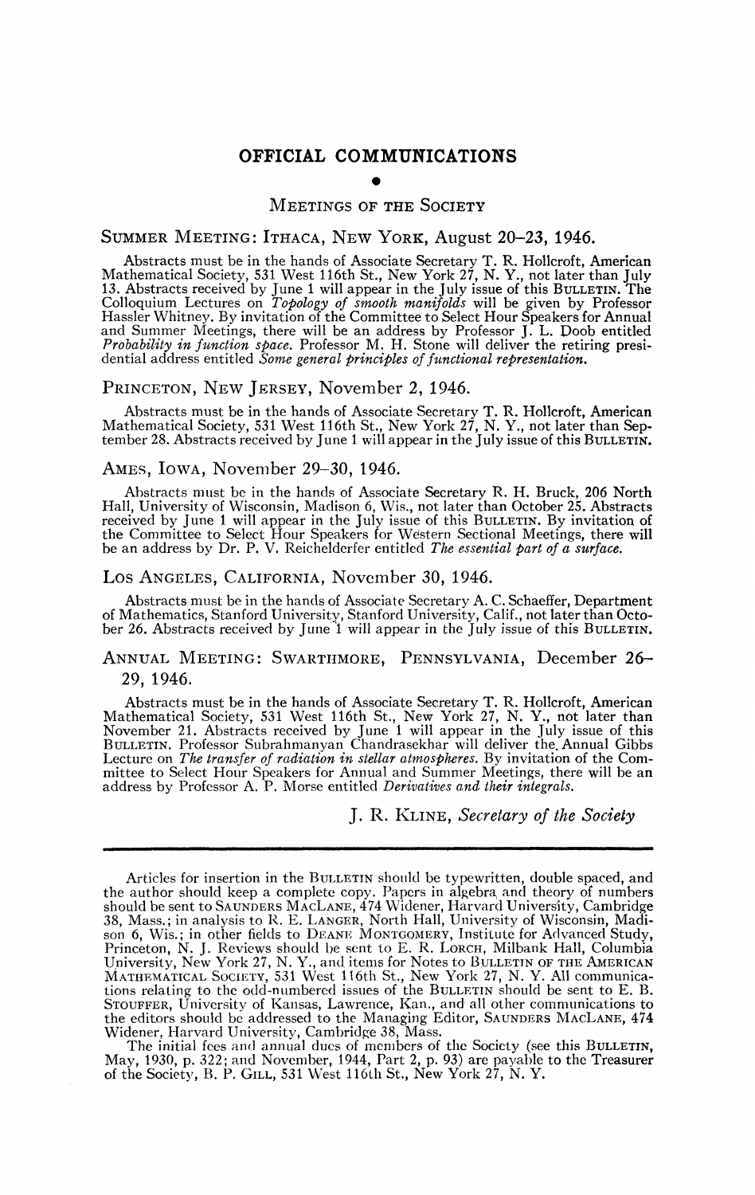# OFFICIAL COMMUNICATIONS

## MEETINGS OF THE SOCIETY

### SUMMER MEETING: ITHACA, NEW YORK, August 20–23, 1946.

Abstracts must be in the hands of Associate Secretary T. R. Hollcroft, American Mathematical Society, 531 West 116th St., New York 27, N. Y., not later than July 13. Abstracts received by June 1 will appear in the July issue of this BULLETIN. The Colloquium Lectures on *Topology of smooth manifolds* will be given by Professor Hassler Whitney. By invitation of the Committee to Select Hour Speakers for Annual and Summer Meetings, there will be an address by Professor J. L. Doob entitled *Probability in function space.* Professor M. H. Stone will deliver the retiring presidential address entitled *Some general principles of functional representation.*

### PRINCETON, NEW JERSEY, November 2, 1946.

Abstracts must be in the hands of Associate Secretary T. R. Hollcroft, American Mathematical Society, 531 West 116th St., New York 27, N. Y., not later than September 28. Abstracts received by June 1 will appear in the July issue of this BULLETIN.

### AMES, IOWA, November 29–30, 1946.

Abstracts must be in the hands of Associate Secretary R. H. Bruck, 206 North Hall, University of Wisconsin, Madison 6, Wis., not later than October 25. Abstracts received by June 1 will appear in the July issue of this BULLETIN. By invitation of the Committee to Select Hour Speakers for Western Sectional Meetings, there will be an address by Dr. P. V. Reichelderfer entitled *The essential part of a surface.*

### LOS ANGELES, CALIFORNIA, November 30, 1946.

Abstracts must be in the hands of Associate Secretary A. C. Schaeffer, Department of Mathematics, Stanford University, Stanford University, Calif., not later than October 26. Abstracts received by June 1 will appear in the July issue of this BULLETIN.

### ANNUAL MEETING: SWARTHMORE, PENNSYLVANIA, December 26–29, 1946.

Abstracts must be in the hands of Associate Secretary T. R. Hollcroft, American Mathematical Society, 531 West 116th St., New York 27, N. Y., not later than November 21. Abstracts received by June 1 will appear in the July issue of this BULLETIN. Professor Subrahmanyan Chandrasekhar will deliver the Annual Gibbs Lecture on *The transfer of radiation in stellar atmospheres.* By invitation of the Committee to Select Hour Speakers for Annual and Summer Meetings, there will be an address by Professor A. P. Morse entitled *Derivatives and their integrals.*

J. R. KLINE, *Secretary of the Society*

---

Articles for insertion in the BULLETIN should be typewritten, double spaced, and the author should keep a complete copy. Papers in algebra and theory of numbers should be sent to SAUNDERS MACLANE, 474 Widener, Harvard University, Cambridge 38, Mass.; in analysis to R. E. LANGER, North Hall, University of Wisconsin, Madison 6, Wis.; in other fields to DEANE MONTGOMERY, Institute for Advanced Study, Princeton, N. J. Reviews should be sent to E. R. LORCH, Milbank Hall, Columbia University, New York 27, N. Y., and items for Notes to BULLETIN OF THE AMERICAN MATHEMATICAL SOCIETY, 531 West 116th St., New York 27, N. Y. All communications relating to the odd-numbered issues of the BULLETIN should be sent to E. B. STOUFFER, University of Kansas, Lawrence, Kan., and all other communications to the editors should be addressed to the Managing Editor, SAUNDERS MACLANE, 474 Widener, Harvard University, Cambridge 38, Mass.

The initial fees and annual dues of members of the Society (see this BULLETIN, May, 1930, p. 322; and November, 1944, Part 2, p. 93) are payable to the Treasurer of the Society, B. P. GILL, 531 West 116th St., New York 27, N. Y.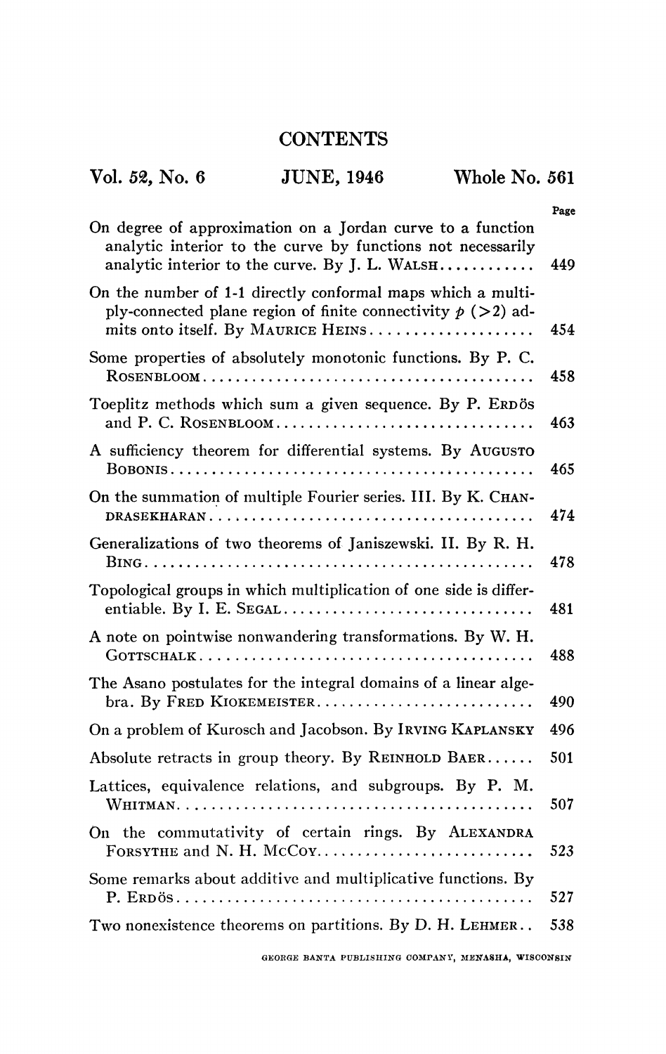# CONTENTS

Vol. 52, No. 6 JUNE, 1946 Whole No. 561

| | Page |
|---|---|
| On degree of approximation on a Jordan curve to a function analytic interior to the curve by functions not necessarily analytic interior to the curve. By J. L. WALSH | 449 |
| On the number of 1-1 directly conformal maps which a multiply-connected plane region of finite connectivity $p$ ($>2$) admits onto itself. By MAURICE HEINS | 454 |
| Some properties of absolutely monotonic functions. By P. C. ROSENBLOOM | 458 |
| Toeplitz methods which sum a given sequence. By P. ERDÖS and P. C. ROSENBLOOM | 463 |
| A sufficiency theorem for differential systems. By AUGUSTO BOBONIS | 465 |
| On the summation of multiple Fourier series. III. By K. CHANDRASEKHARAN | 474 |
| Generalizations of two theorems of Janiszewski. II. By R. H. BING | 478 |
| Topological groups in which multiplication of one side is differentiable. By I. E. SEGAL | 481 |
| A note on pointwise nonwandering transformations. By W. H. GOTTSCHALK | 488 |
| The Asano postulates for the integral domains of a linear algebra. By FRED KIOKEMEISTER | 490 |
| On a problem of Kurosch and Jacobson. By IRVING KAPLANSKY | 496 |
| Absolute retracts in group theory. By REINHOLD BAER | 501 |
| Lattices, equivalence relations, and subgroups. By P. M. WHITMAN | 507 |
| On the commutativity of certain rings. By ALEXANDRA FORSYTHE and N. H. MCCOY | 523 |
| Some remarks about additive and multiplicative functions. By P. ERDÖS | 527 |
| Two nonexistence theorems on partitions. By D. H. LEHMER | 538 |

GEORGE BANTA PUBLISHING COMPANY, MENASHA, WISCONSIN